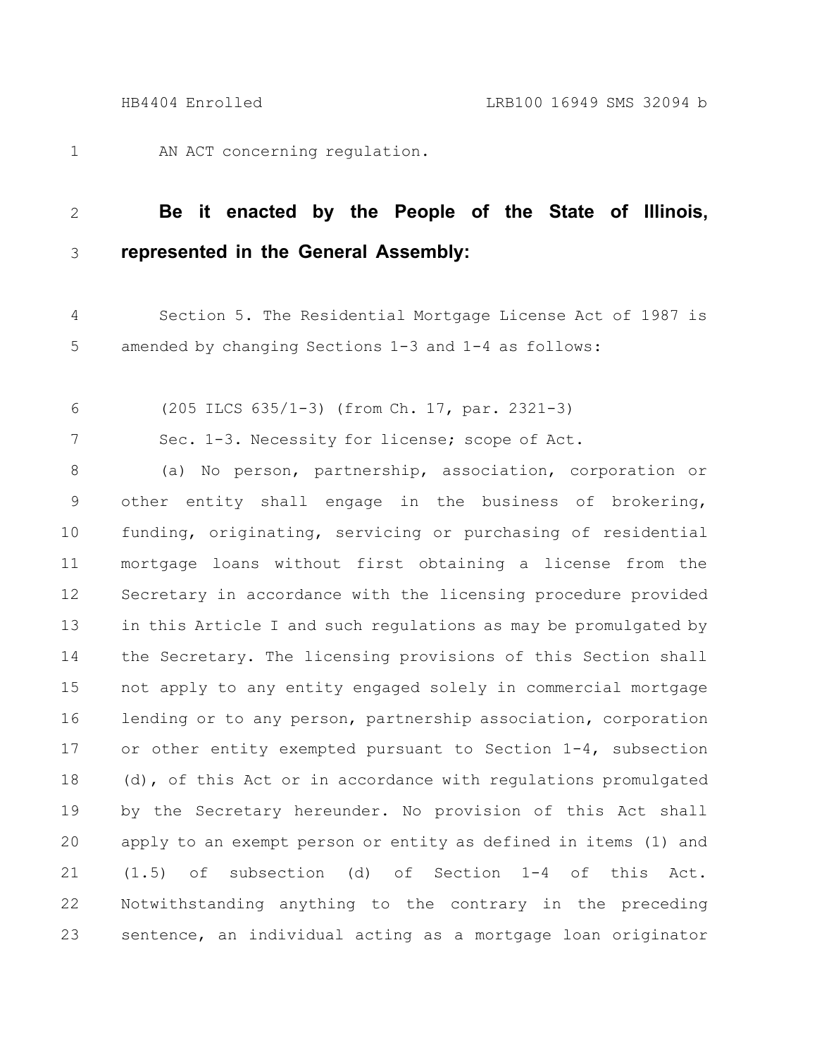AN ACT concerning regulation.

**Be it enacted by the People of the State of Illinois, represented in the General Assembly:**

Section 5. The Residential Mortgage License Act of 1987 is amended by changing Sections 1-3 and 1-4 as follows:

(205 ILCS 635/1-3) (from Ch. 17, par. 2321-3)

Sec. 1-3. Necessity for license; scope of Act.

(a) No person, partnership, association, corporation or other entity shall engage in the business of brokering, funding, originating, servicing or purchasing of residential mortgage loans without first obtaining a license from the Secretary in accordance with the licensing procedure provided in this Article I and such regulations as may be promulgated by the Secretary. The licensing provisions of this Section shall not apply to any entity engaged solely in commercial mortgage lending or to any person, partnership association, corporation or other entity exempted pursuant to Section 1-4, subsection (d), of this Act or in accordance with regulations promulgated by the Secretary hereunder. No provision of this Act shall apply to an exempt person or entity as defined in items (1) and (1.5) of subsection (d) of Section 1-4 of this Act. Notwithstanding anything to the contrary in the preceding sentence, an individual acting as a mortgage loan originator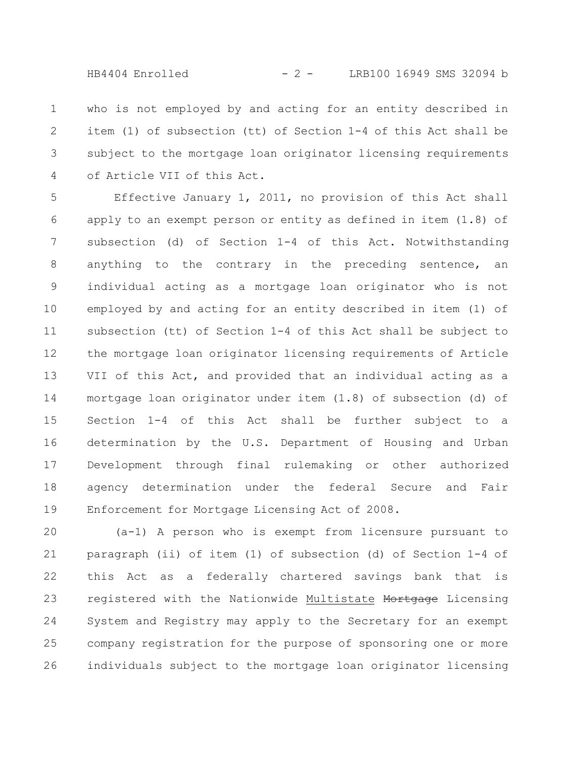who is not employed by and acting for an entity described in item (1) of subsection (tt) of Section 1-4 of this Act shall be subject to the mortgage loan originator licensing requirements of Article VII of this Act.

Effective January 1, 2011, no provision of this Act shall apply to an exempt person or entity as defined in item (1.8) of subsection (d) of Section 1-4 of this Act. Notwithstanding anything to the contrary in the preceding sentence, an individual acting as a mortgage loan originator who is not employed by and acting for an entity described in item (1) of subsection (tt) of Section 1-4 of this Act shall be subject to the mortgage loan originator licensing requirements of Article VII of this Act, and provided that an individual acting as a mortgage loan originator under item (1.8) of subsection (d) of Section 1-4 of this Act shall be further subject to a determination by the U.S. Department of Housing and Urban Development through final rulemaking or other authorized agency determination under the federal Secure and Fair Enforcement for Mortgage Licensing Act of 2008.

(a-1) A person who is exempt from licensure pursuant to paragraph (ii) of item (1) of subsection (d) of Section 1-4 of this Act as a federally chartered savings bank that is registered with the Nationwide Multistate ~~Mortgage~~ Licensing System and Registry may apply to the Secretary for an exempt company registration for the purpose of sponsoring one or more individuals subject to the mortgage loan originator licensing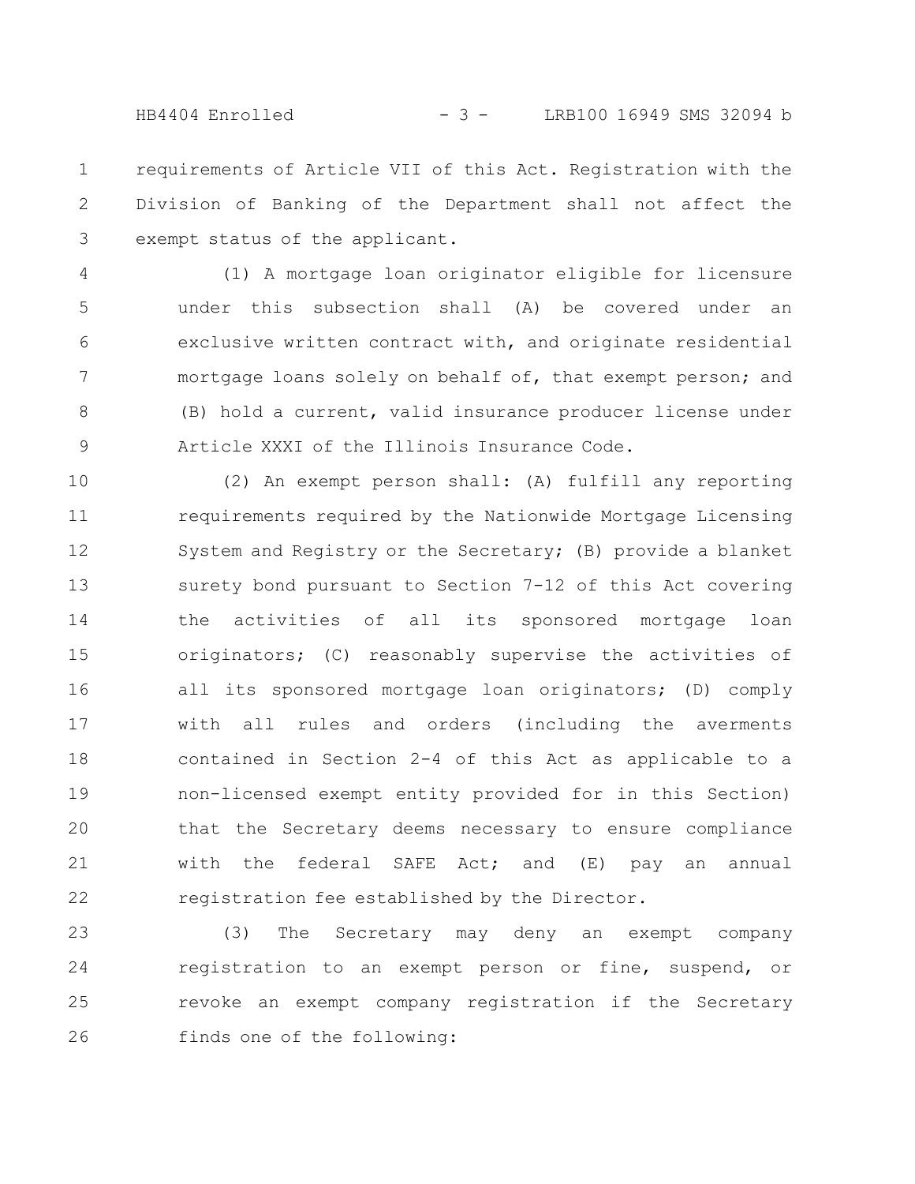requirements of Article VII of this Act. Registration with the Division of Banking of the Department shall not affect the exempt status of the applicant.

(1) A mortgage loan originator eligible for licensure under this subsection shall (A) be covered under an exclusive written contract with, and originate residential mortgage loans solely on behalf of, that exempt person; and (B) hold a current, valid insurance producer license under Article XXXI of the Illinois Insurance Code.

(2) An exempt person shall: (A) fulfill any reporting requirements required by the Nationwide Mortgage Licensing System and Registry or the Secretary; (B) provide a blanket surety bond pursuant to Section 7-12 of this Act covering the activities of all its sponsored mortgage loan originators; (C) reasonably supervise the activities of all its sponsored mortgage loan originators; (D) comply with all rules and orders (including the averments contained in Section 2-4 of this Act as applicable to a non-licensed exempt entity provided for in this Section) that the Secretary deems necessary to ensure compliance with the federal SAFE Act; and (E) pay an annual registration fee established by the Director.

(3) The Secretary may deny an exempt company registration to an exempt person or fine, suspend, or revoke an exempt company registration if the Secretary finds one of the following: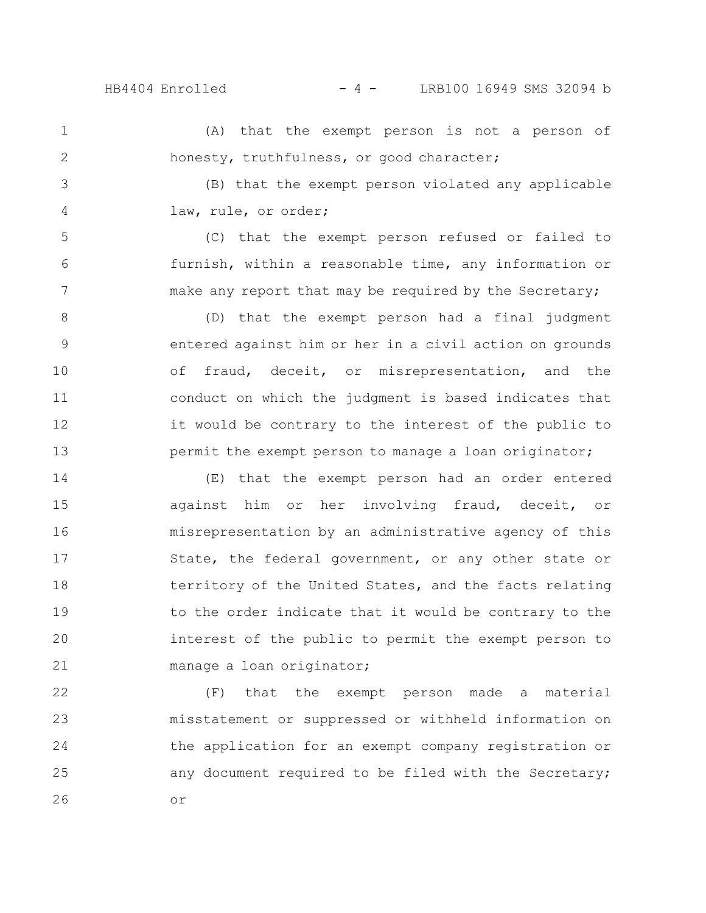(A) that the exempt person is not a person of honesty, truthfulness, or good character;

(B) that the exempt person violated any applicable law, rule, or order;

(C) that the exempt person refused or failed to furnish, within a reasonable time, any information or make any report that may be required by the Secretary;

(D) that the exempt person had a final judgment entered against him or her in a civil action on grounds of fraud, deceit, or misrepresentation, and the conduct on which the judgment is based indicates that it would be contrary to the interest of the public to permit the exempt person to manage a loan originator;

(E) that the exempt person had an order entered against him or her involving fraud, deceit, or misrepresentation by an administrative agency of this State, the federal government, or any other state or territory of the United States, and the facts relating to the order indicate that it would be contrary to the interest of the public to permit the exempt person to manage a loan originator;

(F) that the exempt person made a material misstatement or suppressed or withheld information on the application for an exempt company registration or any document required to be filed with the Secretary; or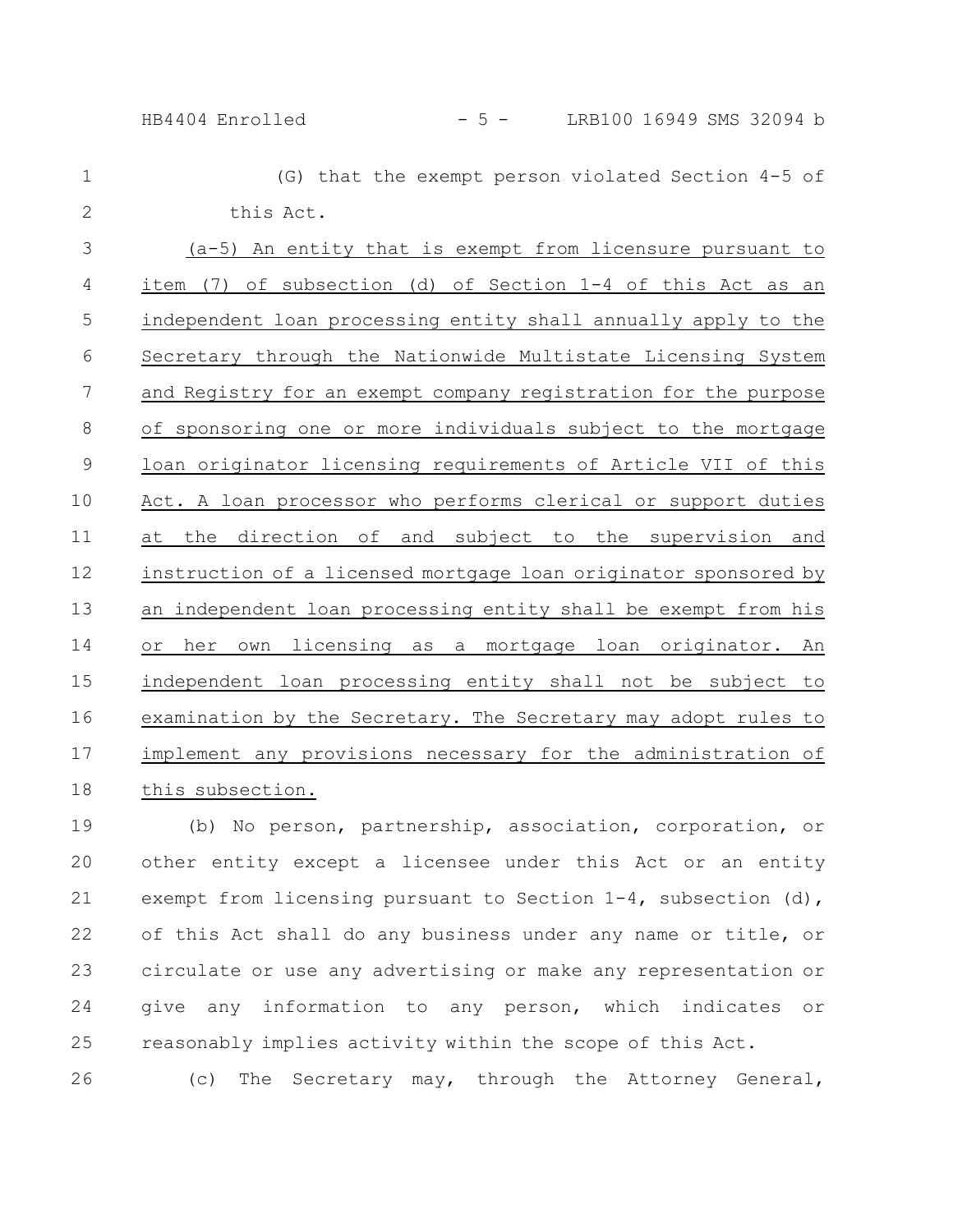(G) that the exempt person violated Section 4-5 of this Act.

(a-5) An entity that is exempt from licensure pursuant to item (7) of subsection (d) of Section 1-4 of this Act as an independent loan processing entity shall annually apply to the Secretary through the Nationwide Multistate Licensing System and Registry for an exempt company registration for the purpose of sponsoring one or more individuals subject to the mortgage loan originator licensing requirements of Article VII of this Act. A loan processor who performs clerical or support duties at the direction of and subject to the supervision and instruction of a licensed mortgage loan originator sponsored by an independent loan processing entity shall be exempt from his or her own licensing as a mortgage loan originator. An independent loan processing entity shall not be subject to examination by the Secretary. The Secretary may adopt rules to implement any provisions necessary for the administration of this subsection.

(b) No person, partnership, association, corporation, or other entity except a licensee under this Act or an entity exempt from licensing pursuant to Section 1-4, subsection (d), of this Act shall do any business under any name or title, or circulate or use any advertising or make any representation or give any information to any person, which indicates or reasonably implies activity within the scope of this Act.

(c) The Secretary may, through the Attorney General,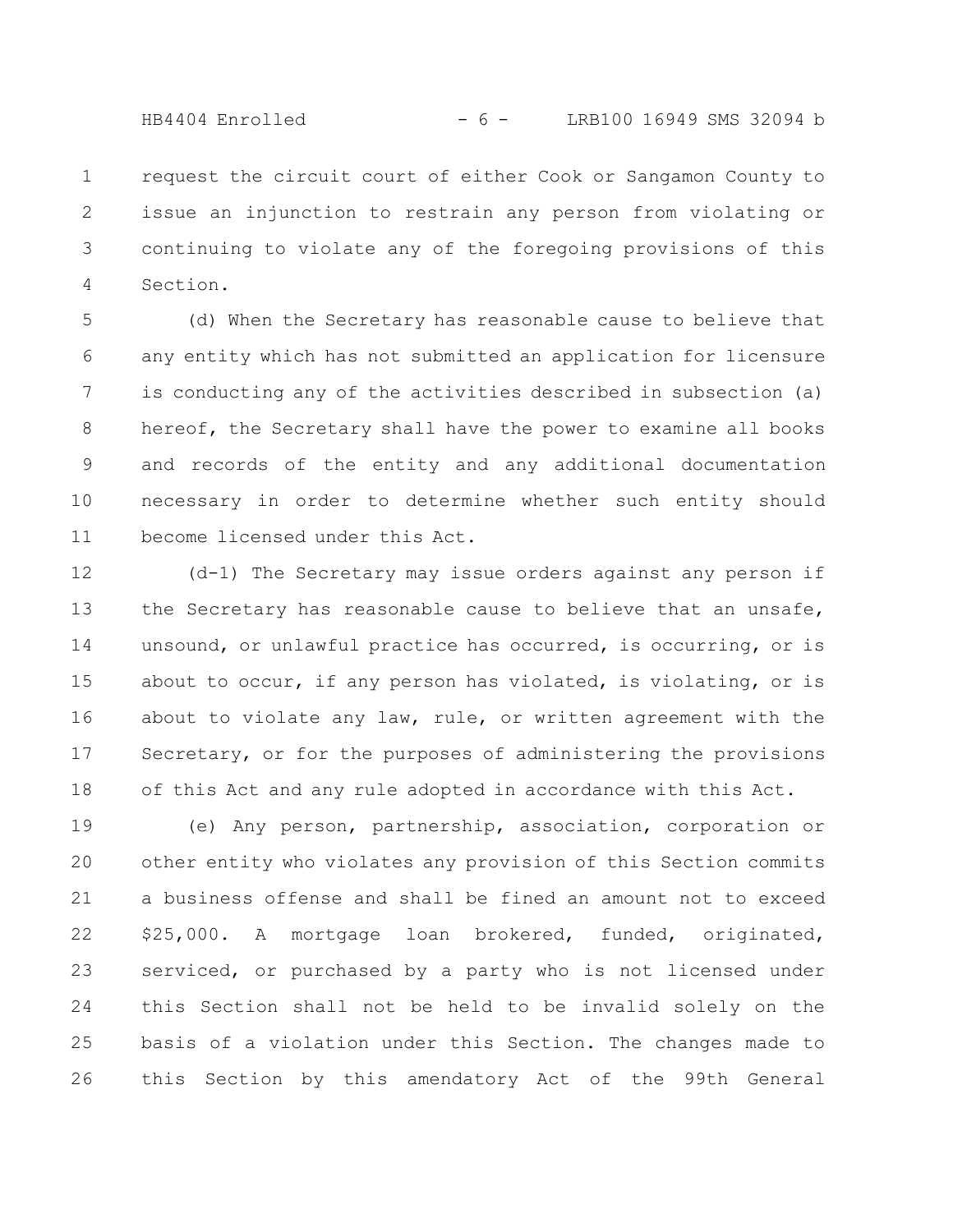request the circuit court of either Cook or Sangamon County to issue an injunction to restrain any person from violating or continuing to violate any of the foregoing provisions of this Section.

(d) When the Secretary has reasonable cause to believe that any entity which has not submitted an application for licensure is conducting any of the activities described in subsection (a) hereof, the Secretary shall have the power to examine all books and records of the entity and any additional documentation necessary in order to determine whether such entity should become licensed under this Act.

(d-1) The Secretary may issue orders against any person if the Secretary has reasonable cause to believe that an unsafe, unsound, or unlawful practice has occurred, is occurring, or is about to occur, if any person has violated, is violating, or is about to violate any law, rule, or written agreement with the Secretary, or for the purposes of administering the provisions of this Act and any rule adopted in accordance with this Act.

(e) Any person, partnership, association, corporation or other entity who violates any provision of this Section commits a business offense and shall be fined an amount not to exceed $25,000. A mortgage loan brokered, funded, originated, serviced, or purchased by a party who is not licensed under this Section shall not be held to be invalid solely on the basis of a violation under this Section. The changes made to this Section by this amendatory Act of the 99th General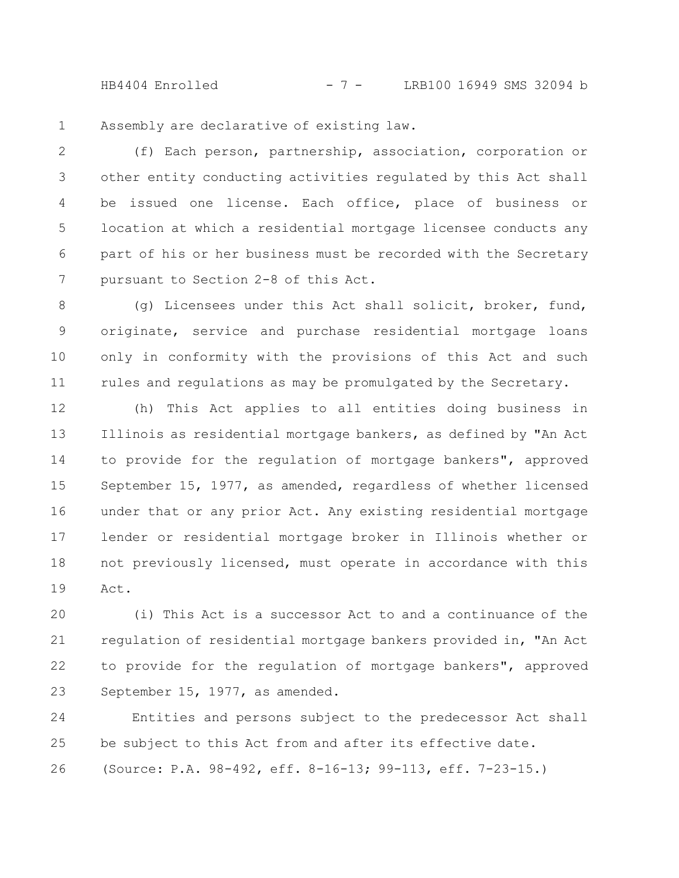Assembly are declarative of existing law.

(f) Each person, partnership, association, corporation or other entity conducting activities regulated by this Act shall be issued one license. Each office, place of business or location at which a residential mortgage licensee conducts any part of his or her business must be recorded with the Secretary pursuant to Section 2-8 of this Act.

(g) Licensees under this Act shall solicit, broker, fund, originate, service and purchase residential mortgage loans only in conformity with the provisions of this Act and such rules and regulations as may be promulgated by the Secretary.

(h) This Act applies to all entities doing business in Illinois as residential mortgage bankers, as defined by "An Act to provide for the regulation of mortgage bankers", approved September 15, 1977, as amended, regardless of whether licensed under that or any prior Act. Any existing residential mortgage lender or residential mortgage broker in Illinois whether or not previously licensed, must operate in accordance with this Act.

(i) This Act is a successor Act to and a continuance of the regulation of residential mortgage bankers provided in, "An Act to provide for the regulation of mortgage bankers", approved September 15, 1977, as amended.

Entities and persons subject to the predecessor Act shall be subject to this Act from and after its effective date.

(Source: P.A. 98-492, eff. 8-16-13; 99-113, eff. 7-23-15.)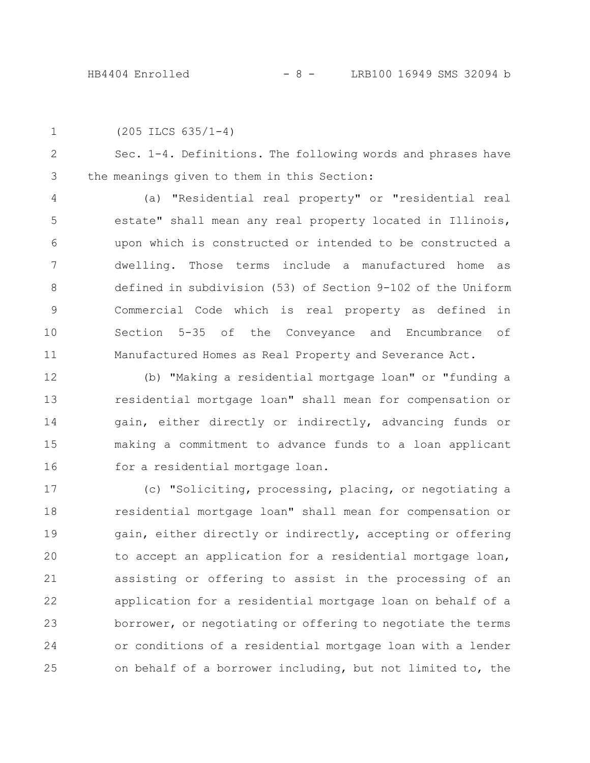(205 ILCS 635/1-4)

Sec. 1-4. Definitions. The following words and phrases have the meanings given to them in this Section:

(a) "Residential real property" or "residential real estate" shall mean any real property located in Illinois, upon which is constructed or intended to be constructed a dwelling. Those terms include a manufactured home as defined in subdivision (53) of Section 9-102 of the Uniform Commercial Code which is real property as defined in Section 5-35 of the Conveyance and Encumbrance of Manufactured Homes as Real Property and Severance Act.

(b) "Making a residential mortgage loan" or "funding a residential mortgage loan" shall mean for compensation or gain, either directly or indirectly, advancing funds or making a commitment to advance funds to a loan applicant for a residential mortgage loan.

(c) "Soliciting, processing, placing, or negotiating a residential mortgage loan" shall mean for compensation or gain, either directly or indirectly, accepting or offering to accept an application for a residential mortgage loan, assisting or offering to assist in the processing of an application for a residential mortgage loan on behalf of a borrower, or negotiating or offering to negotiate the terms or conditions of a residential mortgage loan with a lender on behalf of a borrower including, but not limited to, the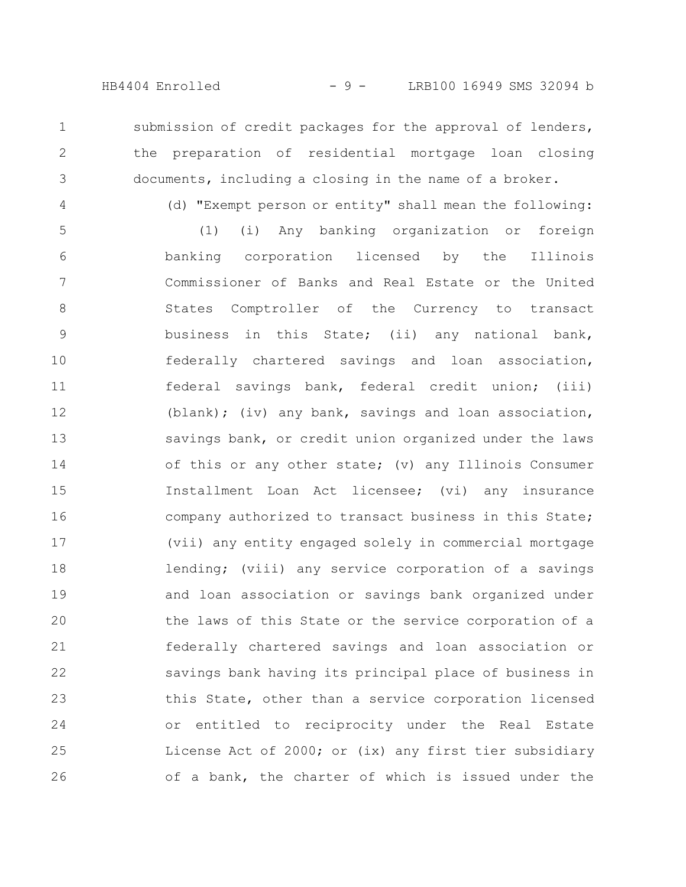submission of credit packages for the approval of lenders, the preparation of residential mortgage loan closing documents, including a closing in the name of a broker.

(d) "Exempt person or entity" shall mean the following:

(1) (i) Any banking organization or foreign banking corporation licensed by the Illinois Commissioner of Banks and Real Estate or the United States Comptroller of the Currency to transact business in this State; (ii) any national bank, federally chartered savings and loan association, federal savings bank, federal credit union; (iii) (blank); (iv) any bank, savings and loan association, savings bank, or credit union organized under the laws of this or any other state; (v) any Illinois Consumer Installment Loan Act licensee; (vi) any insurance company authorized to transact business in this State; (vii) any entity engaged solely in commercial mortgage lending; (viii) any service corporation of a savings and loan association or savings bank organized under the laws of this State or the service corporation of a federally chartered savings and loan association or savings bank having its principal place of business in this State, other than a service corporation licensed or entitled to reciprocity under the Real Estate License Act of 2000; or (ix) any first tier subsidiary of a bank, the charter of which is issued under the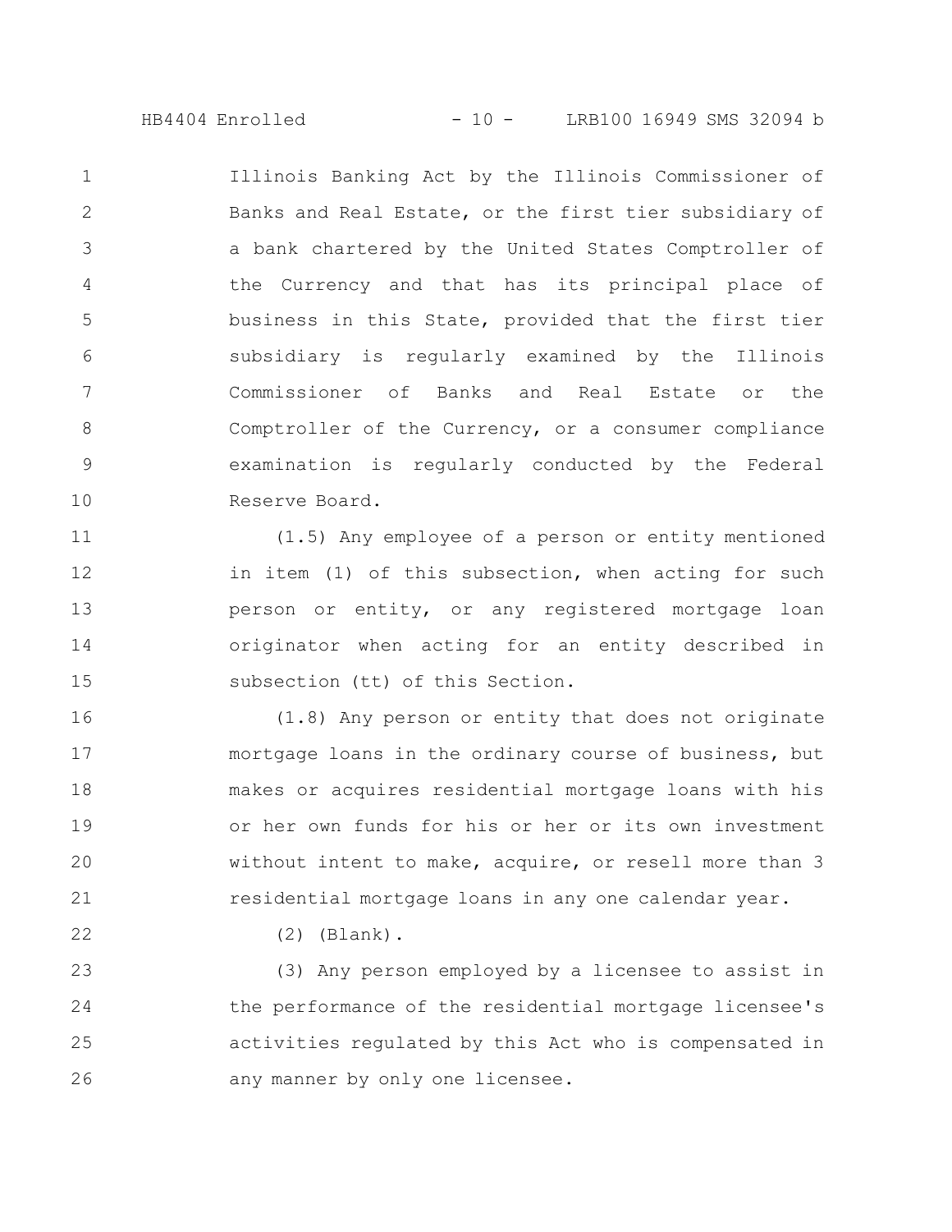Illinois Banking Act by the Illinois Commissioner of Banks and Real Estate, or the first tier subsidiary of a bank chartered by the United States Comptroller of the Currency and that has its principal place of business in this State, provided that the first tier subsidiary is regularly examined by the Illinois Commissioner of Banks and Real Estate or the Comptroller of the Currency, or a consumer compliance examination is regularly conducted by the Federal Reserve Board.

(1.5) Any employee of a person or entity mentioned in item (1) of this subsection, when acting for such person or entity, or any registered mortgage loan originator when acting for an entity described in subsection (tt) of this Section.

(1.8) Any person or entity that does not originate mortgage loans in the ordinary course of business, but makes or acquires residential mortgage loans with his or her own funds for his or her or its own investment without intent to make, acquire, or resell more than 3 residential mortgage loans in any one calendar year.

(2) (Blank).

(3) Any person employed by a licensee to assist in the performance of the residential mortgage licensee's activities regulated by this Act who is compensated in any manner by only one licensee.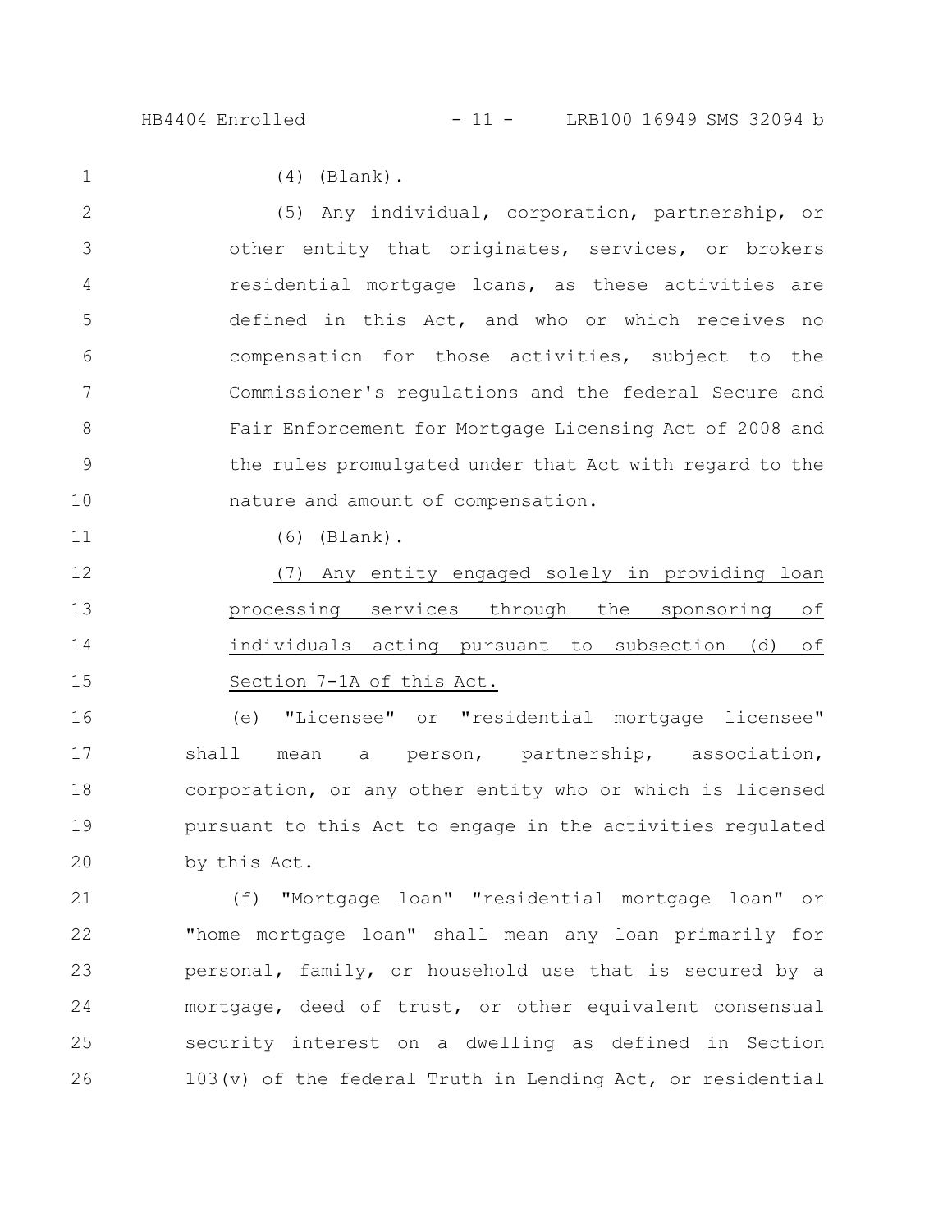(4) (Blank).

(5) Any individual, corporation, partnership, or other entity that originates, services, or brokers residential mortgage loans, as these activities are defined in this Act, and who or which receives no compensation for those activities, subject to the Commissioner's regulations and the federal Secure and Fair Enforcement for Mortgage Licensing Act of 2008 and the rules promulgated under that Act with regard to the nature and amount of compensation.

(6) (Blank).

<u>(7) Any entity engaged solely in providing loan processing services through the sponsoring of individuals acting pursuant to subsection (d) of Section 7-1A of this Act.</u>

(e) "Licensee" or "residential mortgage licensee" shall mean a person, partnership, association, corporation, or any other entity who or which is licensed pursuant to this Act to engage in the activities regulated by this Act.

(f) "Mortgage loan" "residential mortgage loan" or "home mortgage loan" shall mean any loan primarily for personal, family, or household use that is secured by a mortgage, deed of trust, or other equivalent consensual security interest on a dwelling as defined in Section 103(v) of the federal Truth in Lending Act, or residential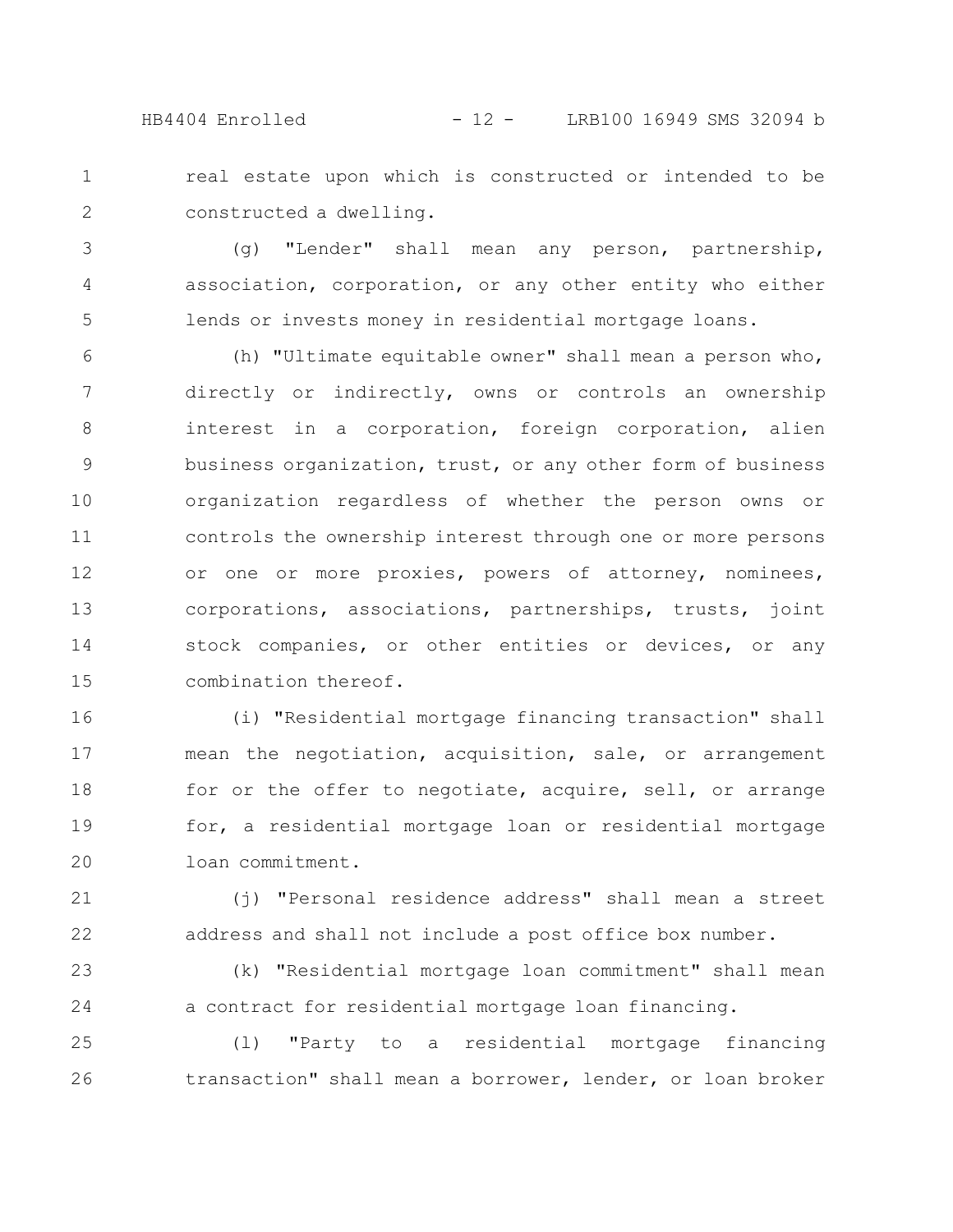real estate upon which is constructed or intended to be constructed a dwelling.

(g) "Lender" shall mean any person, partnership, association, corporation, or any other entity who either lends or invests money in residential mortgage loans.

(h) "Ultimate equitable owner" shall mean a person who, directly or indirectly, owns or controls an ownership interest in a corporation, foreign corporation, alien business organization, trust, or any other form of business organization regardless of whether the person owns or controls the ownership interest through one or more persons or one or more proxies, powers of attorney, nominees, corporations, associations, partnerships, trusts, joint stock companies, or other entities or devices, or any combination thereof.

(i) "Residential mortgage financing transaction" shall mean the negotiation, acquisition, sale, or arrangement for or the offer to negotiate, acquire, sell, or arrange for, a residential mortgage loan or residential mortgage loan commitment.

(j) "Personal residence address" shall mean a street address and shall not include a post office box number.

(k) "Residential mortgage loan commitment" shall mean a contract for residential mortgage loan financing.

(l) "Party to a residential mortgage financing transaction" shall mean a borrower, lender, or loan broker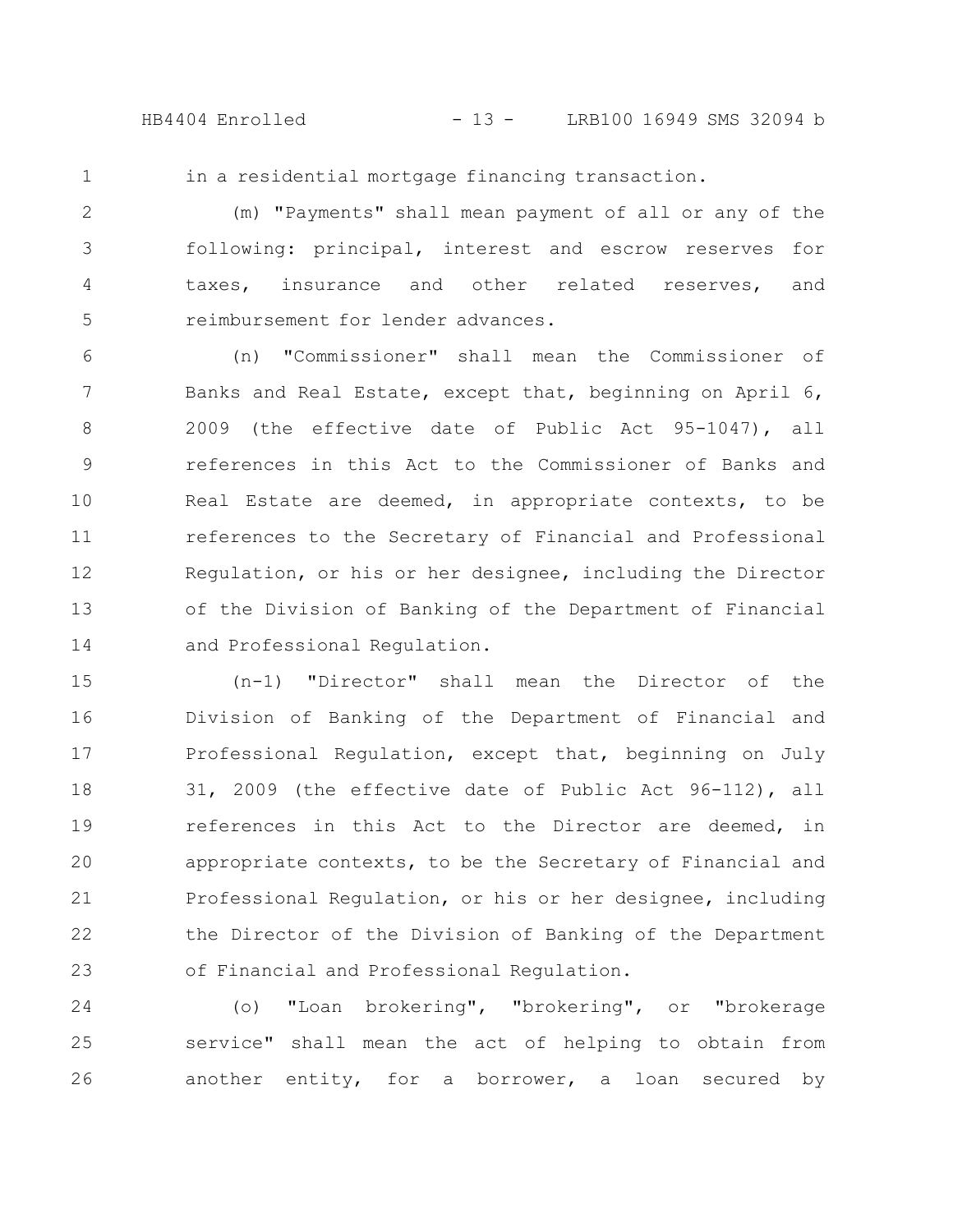in a residential mortgage financing transaction.

(m) "Payments" shall mean payment of all or any of the following: principal, interest and escrow reserves for taxes, insurance and other related reserves, and reimbursement for lender advances.

(n) "Commissioner" shall mean the Commissioner of Banks and Real Estate, except that, beginning on April 6, 2009 (the effective date of Public Act 95-1047), all references in this Act to the Commissioner of Banks and Real Estate are deemed, in appropriate contexts, to be references to the Secretary of Financial and Professional Regulation, or his or her designee, including the Director of the Division of Banking of the Department of Financial and Professional Regulation.

(n-1) "Director" shall mean the Director of the Division of Banking of the Department of Financial and Professional Regulation, except that, beginning on July 31, 2009 (the effective date of Public Act 96-112), all references in this Act to the Director are deemed, in appropriate contexts, to be the Secretary of Financial and Professional Regulation, or his or her designee, including the Director of the Division of Banking of the Department of Financial and Professional Regulation.

(o) "Loan brokering", "brokering", or "brokerage service" shall mean the act of helping to obtain from another entity, for a borrower, a loan secured by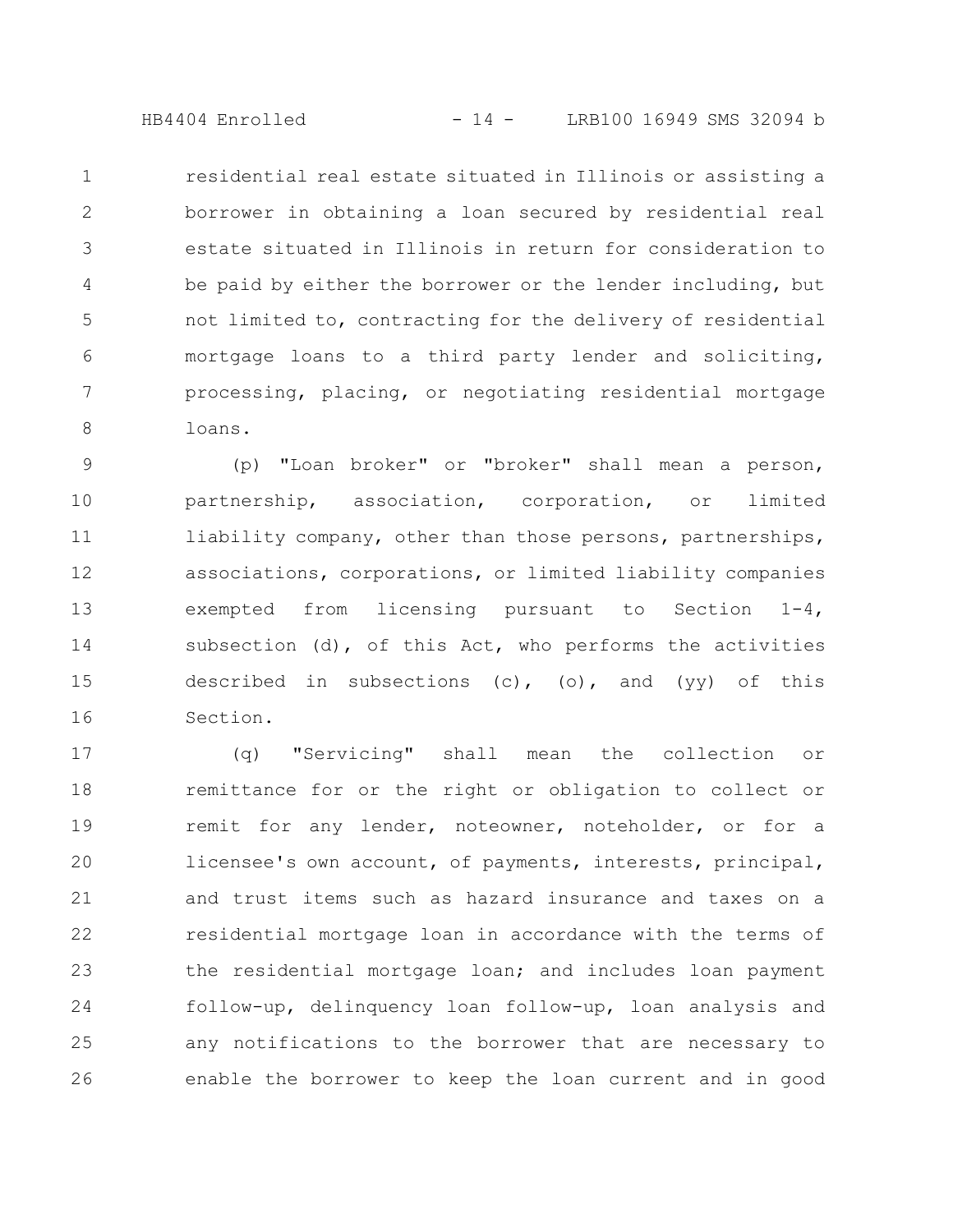residential real estate situated in Illinois or assisting a borrower in obtaining a loan secured by residential real estate situated in Illinois in return for consideration to be paid by either the borrower or the lender including, but not limited to, contracting for the delivery of residential mortgage loans to a third party lender and soliciting, processing, placing, or negotiating residential mortgage loans.

(p) "Loan broker" or "broker" shall mean a person, partnership, association, corporation, or limited liability company, other than those persons, partnerships, associations, corporations, or limited liability companies exempted from licensing pursuant to Section 1-4, subsection (d), of this Act, who performs the activities described in subsections (c), (o), and (yy) of this Section.

(q) "Servicing" shall mean the collection or remittance for or the right or obligation to collect or remit for any lender, noteowner, noteholder, or for a licensee's own account, of payments, interests, principal, and trust items such as hazard insurance and taxes on a residential mortgage loan in accordance with the terms of the residential mortgage loan; and includes loan payment follow-up, delinquency loan follow-up, loan analysis and any notifications to the borrower that are necessary to enable the borrower to keep the loan current and in good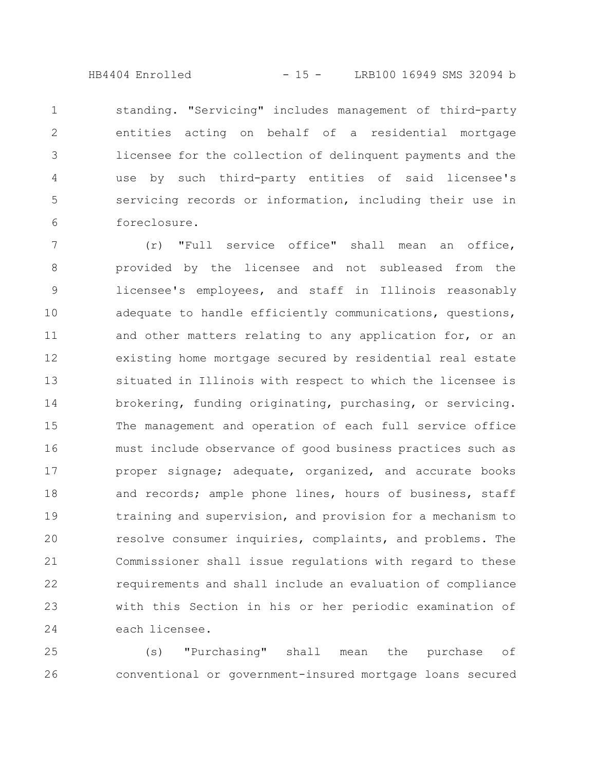standing. "Servicing" includes management of third-party entities acting on behalf of a residential mortgage licensee for the collection of delinquent payments and the use by such third-party entities of said licensee's servicing records or information, including their use in foreclosure.

(r) "Full service office" shall mean an office, provided by the licensee and not subleased from the licensee's employees, and staff in Illinois reasonably adequate to handle efficiently communications, questions, and other matters relating to any application for, or an existing home mortgage secured by residential real estate situated in Illinois with respect to which the licensee is brokering, funding originating, purchasing, or servicing. The management and operation of each full service office must include observance of good business practices such as proper signage; adequate, organized, and accurate books and records; ample phone lines, hours of business, staff training and supervision, and provision for a mechanism to resolve consumer inquiries, complaints, and problems. The Commissioner shall issue regulations with regard to these requirements and shall include an evaluation of compliance with this Section in his or her periodic examination of each licensee.

(s) "Purchasing" shall mean the purchase of conventional or government-insured mortgage loans secured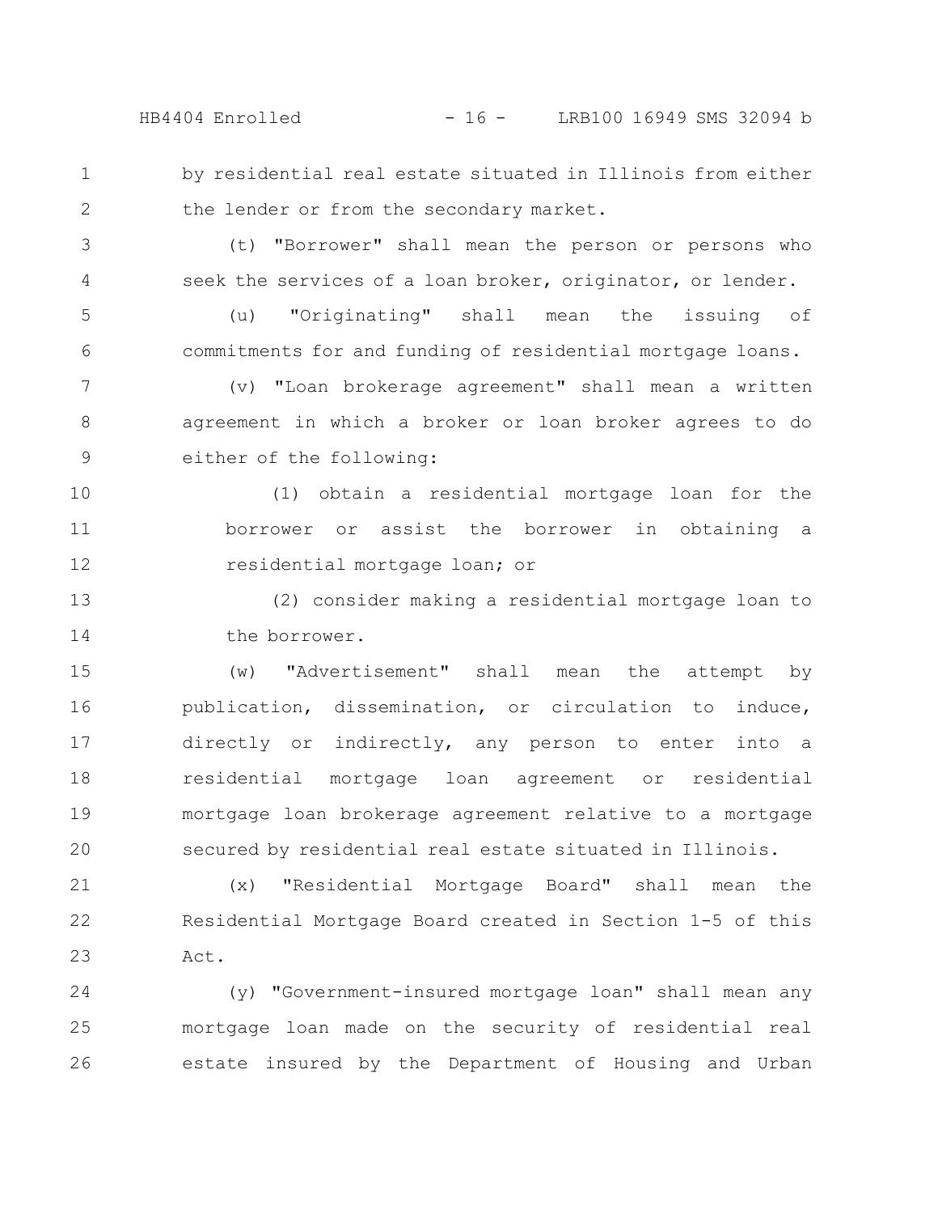by residential real estate situated in Illinois from either the lender or from the secondary market.

(t) "Borrower" shall mean the person or persons who seek the services of a loan broker, originator, or lender.

(u) "Originating" shall mean the issuing of commitments for and funding of residential mortgage loans.

(v) "Loan brokerage agreement" shall mean a written agreement in which a broker or loan broker agrees to do either of the following:

(1) obtain a residential mortgage loan for the borrower or assist the borrower in obtaining a residential mortgage loan; or

(2) consider making a residential mortgage loan to the borrower.

(w) "Advertisement" shall mean the attempt by publication, dissemination, or circulation to induce, directly or indirectly, any person to enter into a residential mortgage loan agreement or residential mortgage loan brokerage agreement relative to a mortgage secured by residential real estate situated in Illinois.

(x) "Residential Mortgage Board" shall mean the Residential Mortgage Board created in Section 1-5 of this Act.

(y) "Government-insured mortgage loan" shall mean any mortgage loan made on the security of residential real estate insured by the Department of Housing and Urban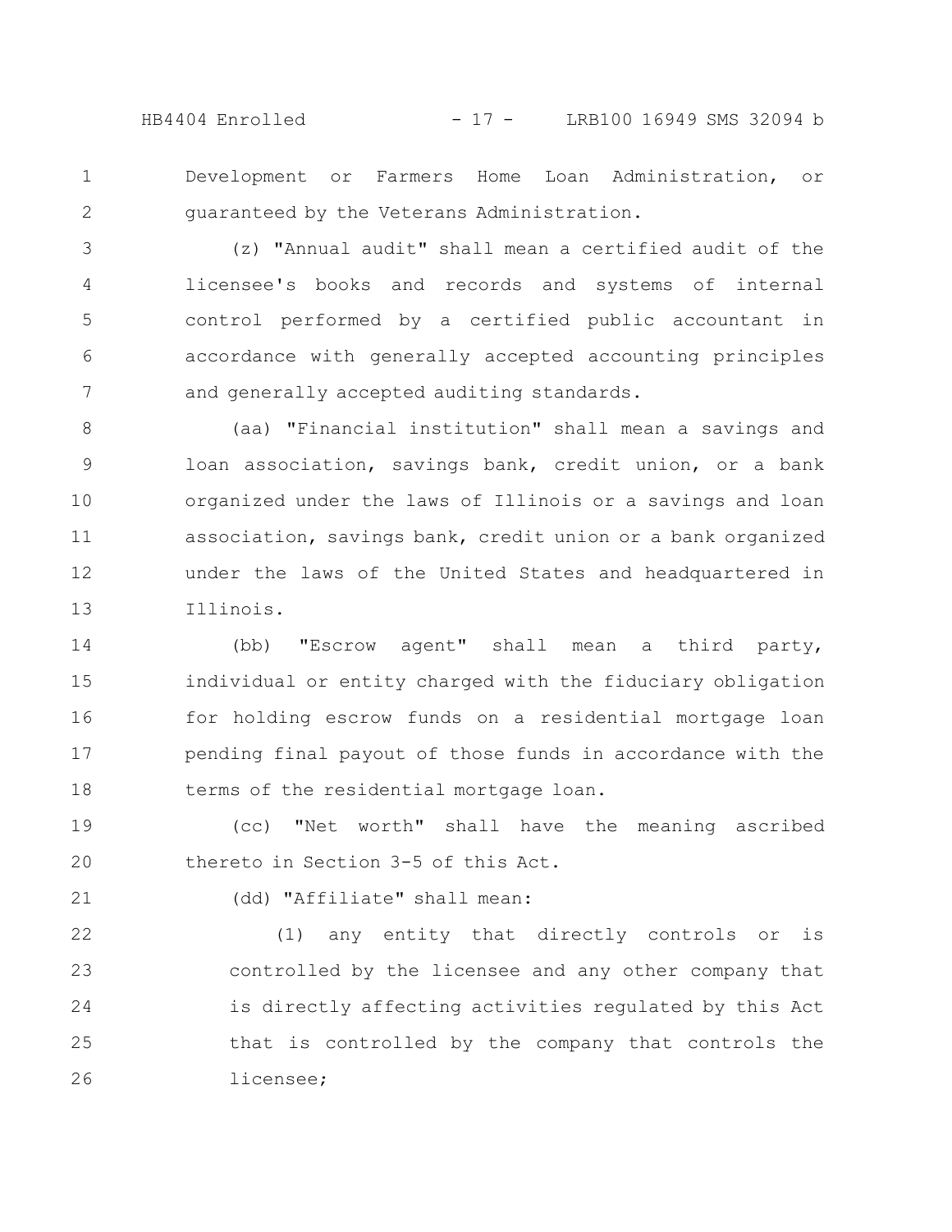Development or Farmers Home Loan Administration, or guaranteed by the Veterans Administration.

(z) "Annual audit" shall mean a certified audit of the licensee's books and records and systems of internal control performed by a certified public accountant in accordance with generally accepted accounting principles and generally accepted auditing standards.

(aa) "Financial institution" shall mean a savings and loan association, savings bank, credit union, or a bank organized under the laws of Illinois or a savings and loan association, savings bank, credit union or a bank organized under the laws of the United States and headquartered in Illinois.

(bb) "Escrow agent" shall mean a third party, individual or entity charged with the fiduciary obligation for holding escrow funds on a residential mortgage loan pending final payout of those funds in accordance with the terms of the residential mortgage loan.

(cc) "Net worth" shall have the meaning ascribed thereto in Section 3-5 of this Act.

(dd) "Affiliate" shall mean:

(1) any entity that directly controls or is controlled by the licensee and any other company that is directly affecting activities regulated by this Act that is controlled by the company that controls the licensee;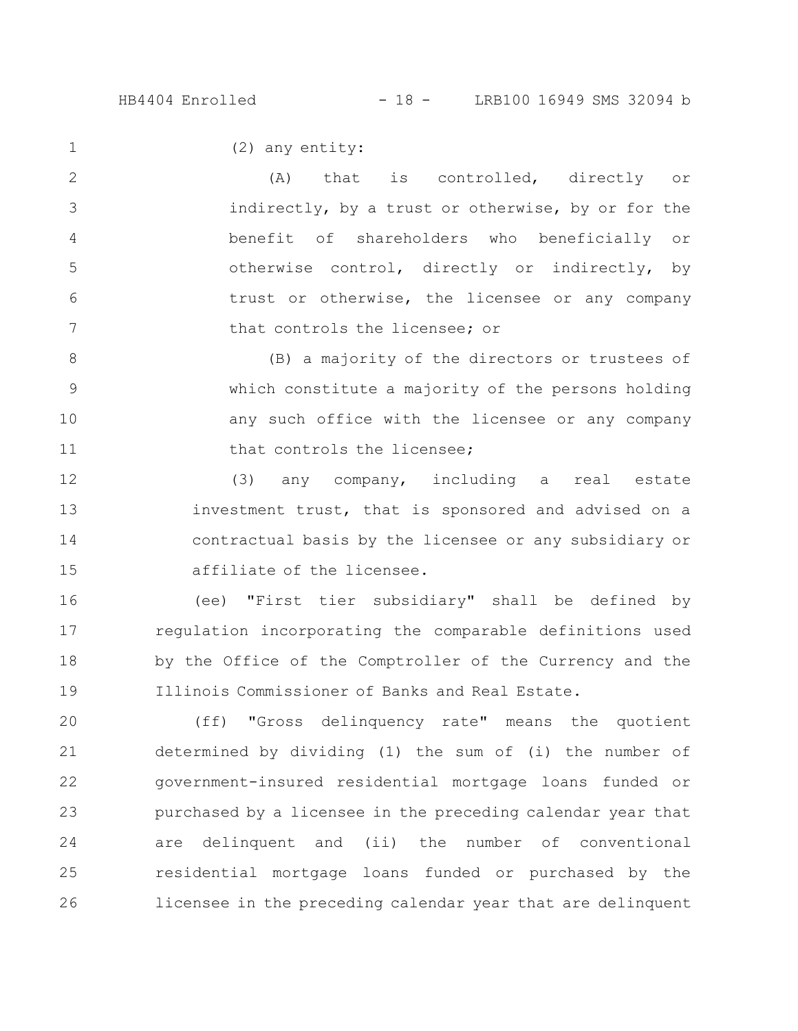(2) any entity:

(A) that is controlled, directly or indirectly, by a trust or otherwise, by or for the benefit of shareholders who beneficially or otherwise control, directly or indirectly, by trust or otherwise, the licensee or any company that controls the licensee; or

(B) a majority of the directors or trustees of which constitute a majority of the persons holding any such office with the licensee or any company that controls the licensee;

(3) any company, including a real estate investment trust, that is sponsored and advised on a contractual basis by the licensee or any subsidiary or affiliate of the licensee.

(ee) "First tier subsidiary" shall be defined by regulation incorporating the comparable definitions used by the Office of the Comptroller of the Currency and the Illinois Commissioner of Banks and Real Estate.

(ff) "Gross delinquency rate" means the quotient determined by dividing (1) the sum of (i) the number of government-insured residential mortgage loans funded or purchased by a licensee in the preceding calendar year that are delinquent and (ii) the number of conventional residential mortgage loans funded or purchased by the licensee in the preceding calendar year that are delinquent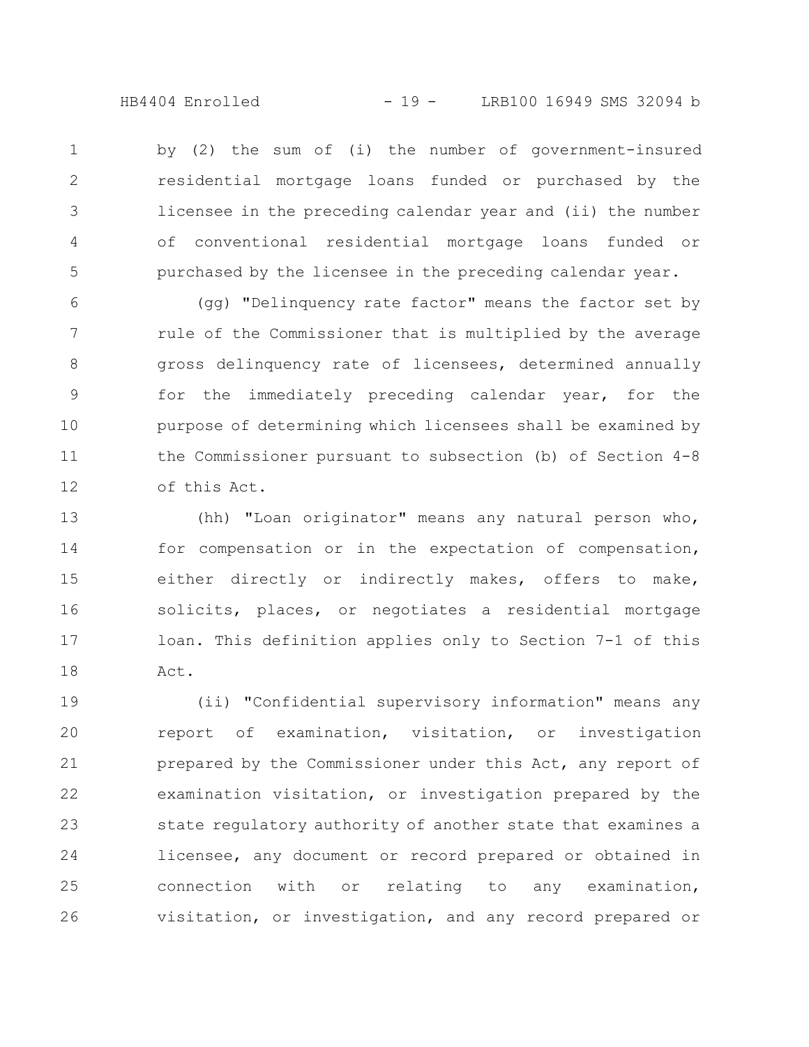by (2) the sum of (i) the number of government-insured residential mortgage loans funded or purchased by the licensee in the preceding calendar year and (ii) the number of conventional residential mortgage loans funded or purchased by the licensee in the preceding calendar year.

(gg) "Delinquency rate factor" means the factor set by rule of the Commissioner that is multiplied by the average gross delinquency rate of licensees, determined annually for the immediately preceding calendar year, for the purpose of determining which licensees shall be examined by the Commissioner pursuant to subsection (b) of Section 4-8 of this Act.

(hh) "Loan originator" means any natural person who, for compensation or in the expectation of compensation, either directly or indirectly makes, offers to make, solicits, places, or negotiates a residential mortgage loan. This definition applies only to Section 7-1 of this Act.

(ii) "Confidential supervisory information" means any report of examination, visitation, or investigation prepared by the Commissioner under this Act, any report of examination visitation, or investigation prepared by the state regulatory authority of another state that examines a licensee, any document or record prepared or obtained in connection with or relating to any examination, visitation, or investigation, and any record prepared or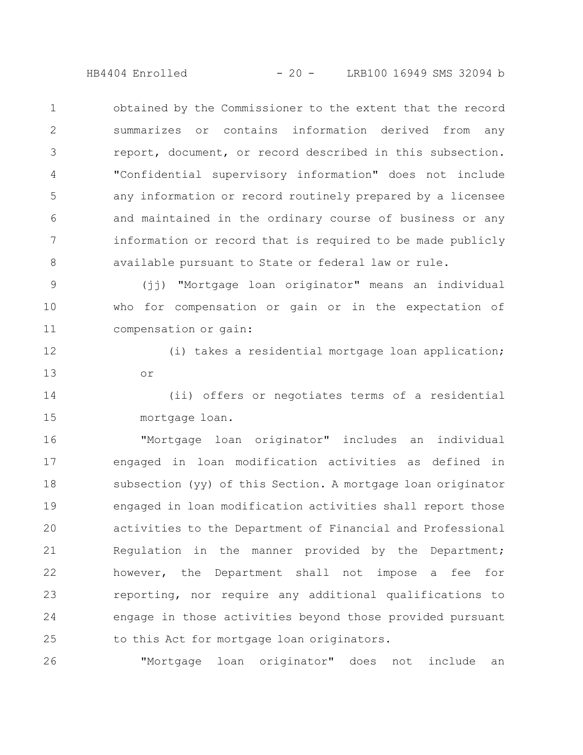obtained by the Commissioner to the extent that the record summarizes or contains information derived from any report, document, or record described in this subsection. "Confidential supervisory information" does not include any information or record routinely prepared by a licensee and maintained in the ordinary course of business or any information or record that is required to be made publicly available pursuant to State or federal law or rule.

(jj) "Mortgage loan originator" means an individual who for compensation or gain or in the expectation of compensation or gain:

(i) takes a residential mortgage loan application; or

(ii) offers or negotiates terms of a residential mortgage loan.

"Mortgage loan originator" includes an individual engaged in loan modification activities as defined in subsection (yy) of this Section. A mortgage loan originator engaged in loan modification activities shall report those activities to the Department of Financial and Professional Regulation in the manner provided by the Department; however, the Department shall not impose a fee for reporting, nor require any additional qualifications to engage in those activities beyond those provided pursuant to this Act for mortgage loan originators.

"Mortgage loan originator" does not include an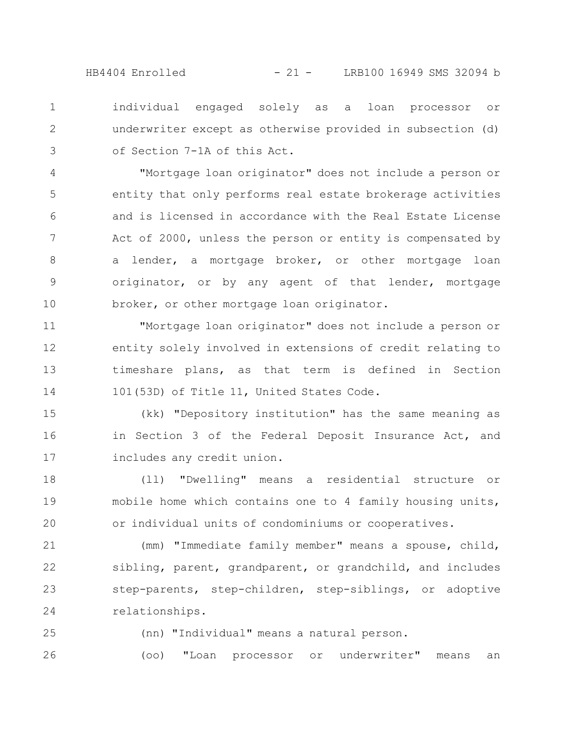individual engaged solely as a loan processor or underwriter except as otherwise provided in subsection (d) of Section 7-1A of this Act.

"Mortgage loan originator" does not include a person or entity that only performs real estate brokerage activities and is licensed in accordance with the Real Estate License Act of 2000, unless the person or entity is compensated by a lender, a mortgage broker, or other mortgage loan originator, or by any agent of that lender, mortgage broker, or other mortgage loan originator.

"Mortgage loan originator" does not include a person or entity solely involved in extensions of credit relating to timeshare plans, as that term is defined in Section 101(53D) of Title 11, United States Code.

(kk) "Depository institution" has the same meaning as in Section 3 of the Federal Deposit Insurance Act, and includes any credit union.

(ll) "Dwelling" means a residential structure or mobile home which contains one to 4 family housing units, or individual units of condominiums or cooperatives.

(mm) "Immediate family member" means a spouse, child, sibling, parent, grandparent, or grandchild, and includes step-parents, step-children, step-siblings, or adoptive relationships.

(nn) "Individual" means a natural person.

(oo) "Loan processor or underwriter" means an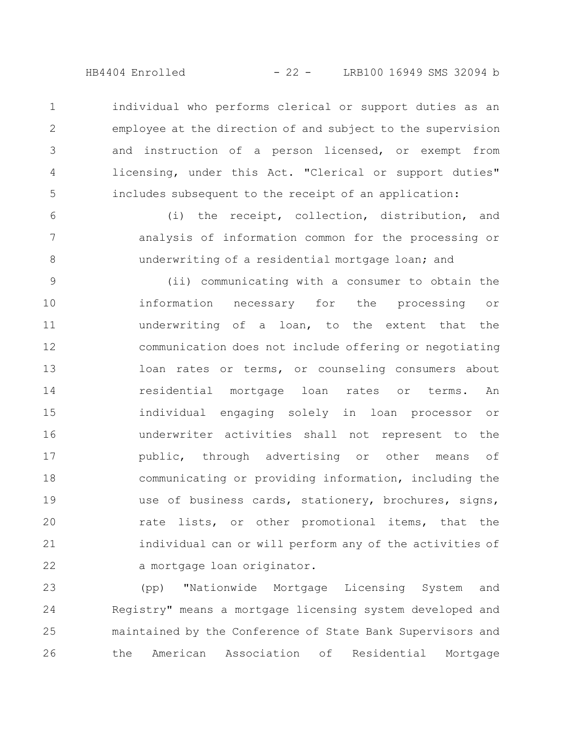individual who performs clerical or support duties as an employee at the direction of and subject to the supervision and instruction of a person licensed, or exempt from licensing, under this Act. "Clerical or support duties" includes subsequent to the receipt of an application:

(i) the receipt, collection, distribution, and analysis of information common for the processing or underwriting of a residential mortgage loan; and

(ii) communicating with a consumer to obtain the information necessary for the processing or underwriting of a loan, to the extent that the communication does not include offering or negotiating loan rates or terms, or counseling consumers about residential mortgage loan rates or terms. An individual engaging solely in loan processor or underwriter activities shall not represent to the public, through advertising or other means of communicating or providing information, including the use of business cards, stationery, brochures, signs, rate lists, or other promotional items, that the individual can or will perform any of the activities of a mortgage loan originator.

(pp) "Nationwide Mortgage Licensing System and Registry" means a mortgage licensing system developed and maintained by the Conference of State Bank Supervisors and the American Association of Residential Mortgage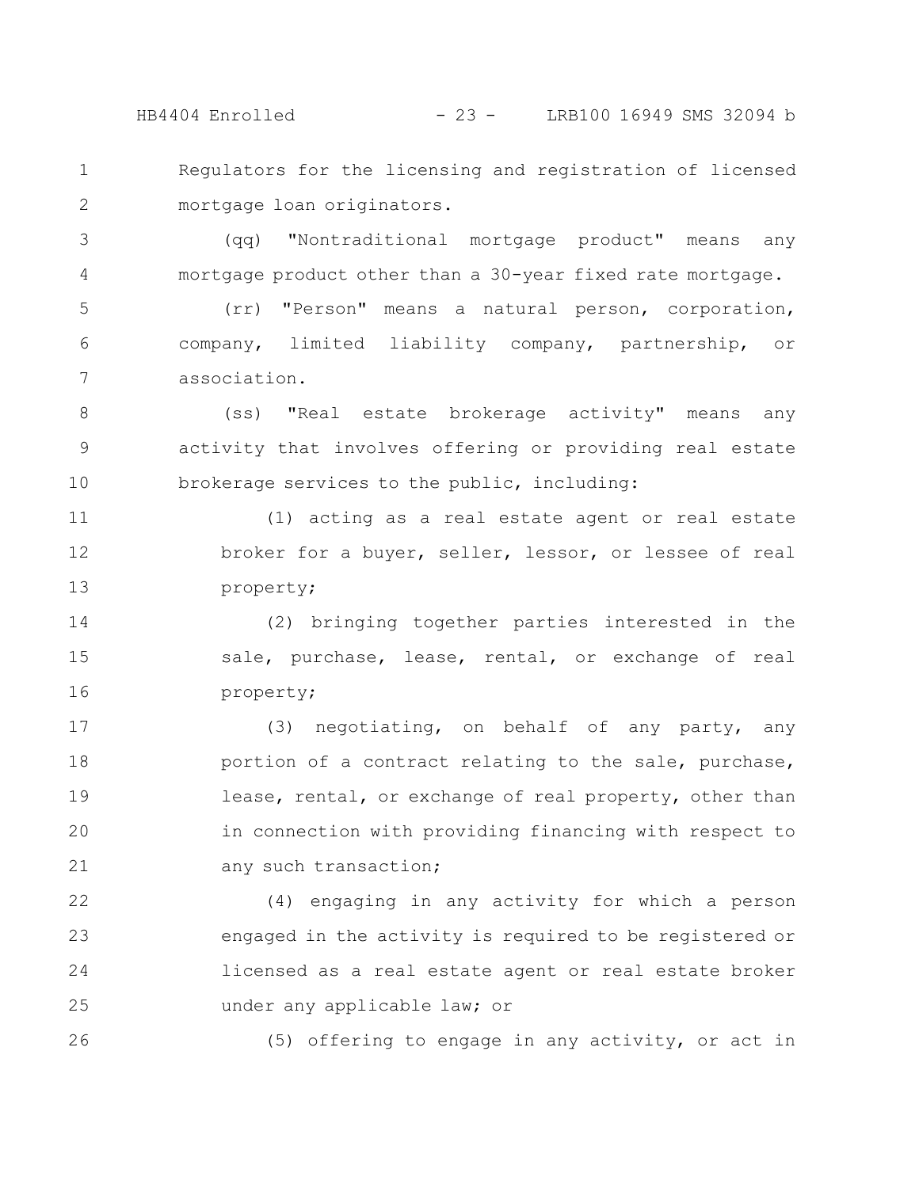Regulators for the licensing and registration of licensed mortgage loan originators.

(qq) "Nontraditional mortgage product" means any mortgage product other than a 30-year fixed rate mortgage.

(rr) "Person" means a natural person, corporation, company, limited liability company, partnership, or association.

(ss) "Real estate brokerage activity" means any activity that involves offering or providing real estate brokerage services to the public, including:

(1) acting as a real estate agent or real estate broker for a buyer, seller, lessor, or lessee of real property;

(2) bringing together parties interested in the sale, purchase, lease, rental, or exchange of real property;

(3) negotiating, on behalf of any party, any portion of a contract relating to the sale, purchase, lease, rental, or exchange of real property, other than in connection with providing financing with respect to any such transaction;

(4) engaging in any activity for which a person engaged in the activity is required to be registered or licensed as a real estate agent or real estate broker under any applicable law; or

(5) offering to engage in any activity, or act in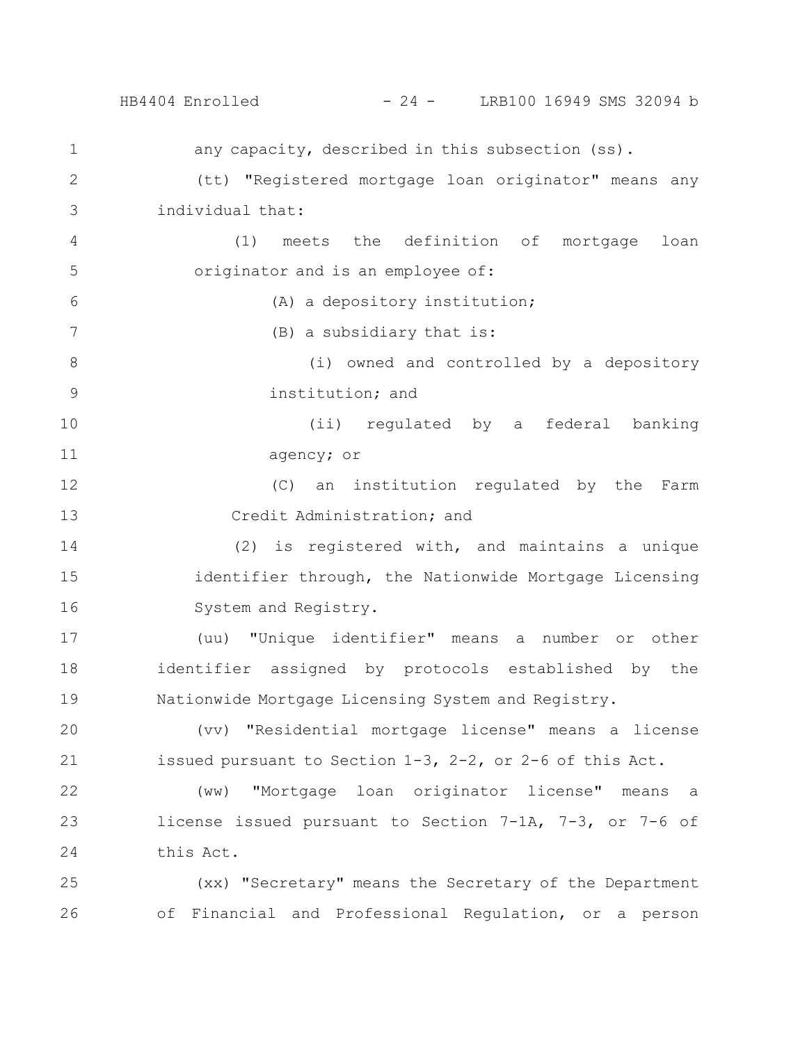any capacity, described in this subsection (ss).

(tt) "Registered mortgage loan originator" means any individual that:

(1) meets the definition of mortgage loan originator and is an employee of:

(A) a depository institution;

(B) a subsidiary that is:

(i) owned and controlled by a depository institution; and

(ii) regulated by a federal banking agency; or

(C) an institution regulated by the Farm Credit Administration; and

(2) is registered with, and maintains a unique identifier through, the Nationwide Mortgage Licensing System and Registry.

(uu) "Unique identifier" means a number or other identifier assigned by protocols established by the Nationwide Mortgage Licensing System and Registry.

(vv) "Residential mortgage license" means a license issued pursuant to Section 1-3, 2-2, or 2-6 of this Act.

(ww) "Mortgage loan originator license" means a license issued pursuant to Section 7-1A, 7-3, or 7-6 of this Act.

(xx) "Secretary" means the Secretary of the Department of Financial and Professional Regulation, or a person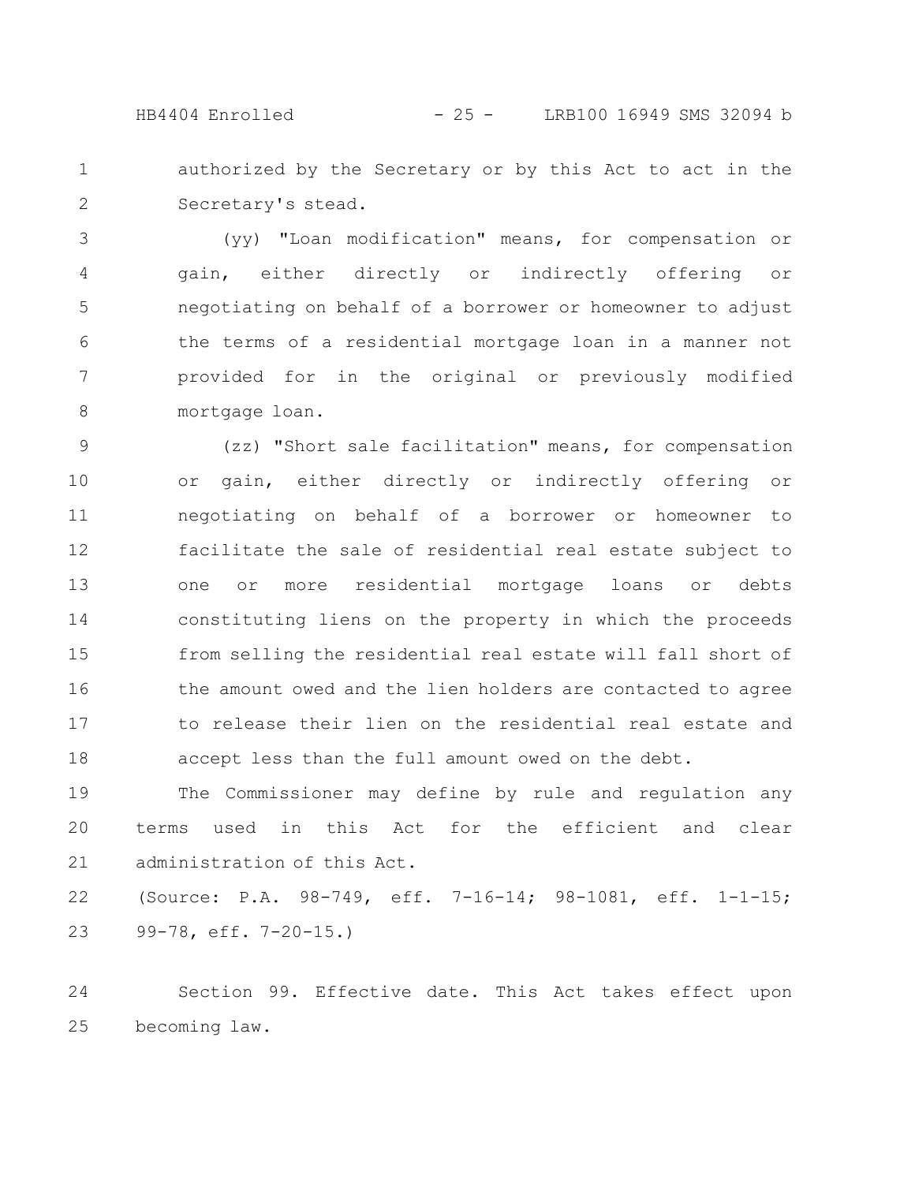authorized by the Secretary or by this Act to act in the Secretary's stead.

(yy) "Loan modification" means, for compensation or gain, either directly or indirectly offering or negotiating on behalf of a borrower or homeowner to adjust the terms of a residential mortgage loan in a manner not provided for in the original or previously modified mortgage loan.

(zz) "Short sale facilitation" means, for compensation or gain, either directly or indirectly offering or negotiating on behalf of a borrower or homeowner to facilitate the sale of residential real estate subject to one or more residential mortgage loans or debts constituting liens on the property in which the proceeds from selling the residential real estate will fall short of the amount owed and the lien holders are contacted to agree to release their lien on the residential real estate and accept less than the full amount owed on the debt.

The Commissioner may define by rule and regulation any terms used in this Act for the efficient and clear administration of this Act.

(Source: P.A. 98-749, eff. 7-16-14; 98-1081, eff. 1-1-15; 99-78, eff. 7-20-15.)

Section 99. Effective date. This Act takes effect upon becoming law.